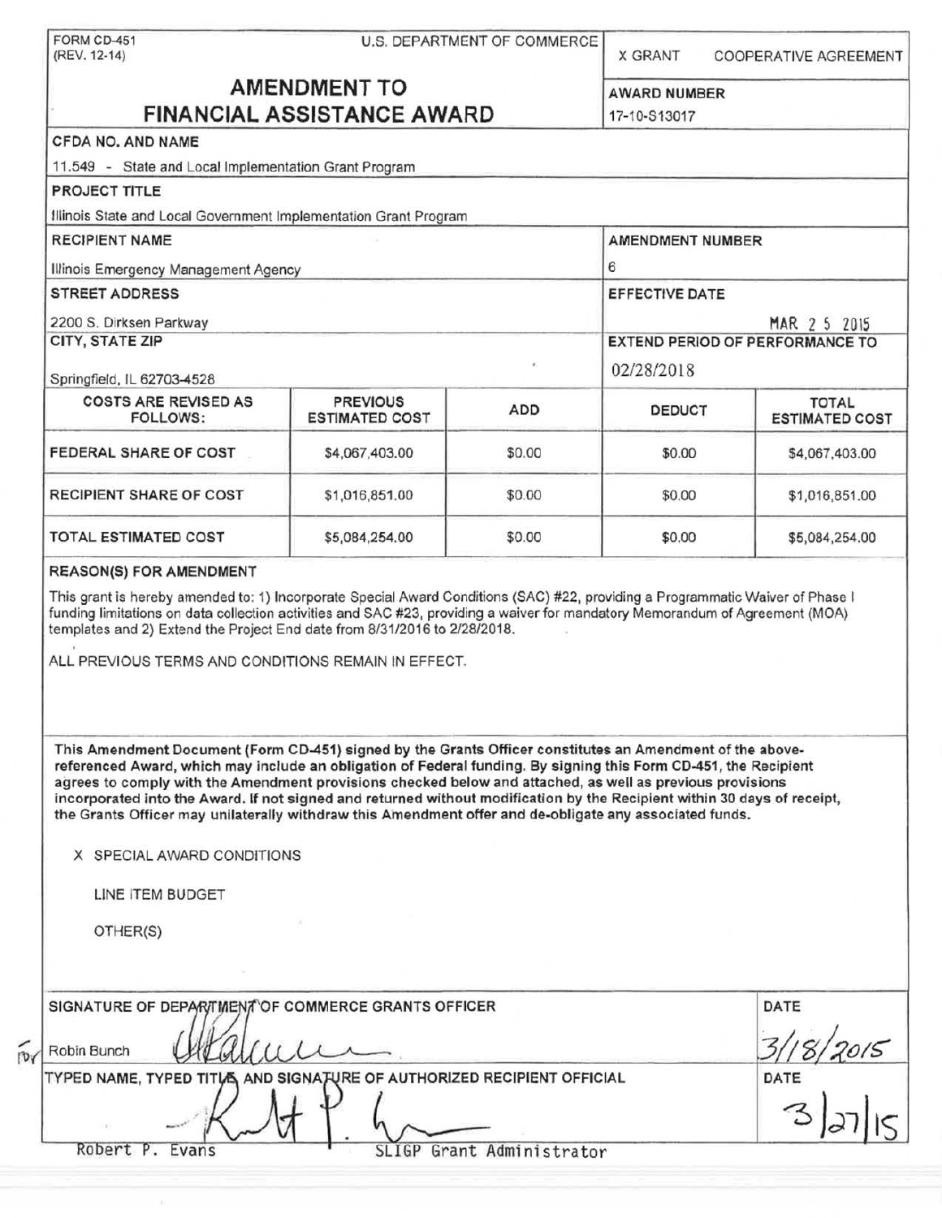FORM CD-451
(REV. 12-14)

U.S. DEPARTMENT OF COMMERCE

X GRANT    COOPERATIVE AGREEMENT

# AMENDMENT TO FINANCIAL ASSISTANCE AWARD

**AWARD NUMBER**
17-10-S13017

**CFDA NO. AND NAME**
11.549 - State and Local Implementation Grant Program

**PROJECT TITLE**
Illinois State and Local Government Implementation Grant Program

**RECIPIENT NAME**
Illinois Emergency Management Agency

**AMENDMENT NUMBER**
6

**STREET ADDRESS**
2200 S. Dirksen Parkway

**EFFECTIVE DATE**
MAR 2 5 2015

**CITY, STATE ZIP**
Springfield, IL 62703-4528

**EXTEND PERIOD OF PERFORMANCE TO**
02/28/2018

| COSTS ARE REVISED AS FOLLOWS: | PREVIOUS ESTIMATED COST | ADD | DEDUCT | TOTAL ESTIMATED COST |
|---|---|---|---|---|
| FEDERAL SHARE OF COST | $4,067,403.00 | $0.00 | $0.00 | $4,067,403.00 |
| RECIPIENT SHARE OF COST | $1,016,851.00 | $0.00 | $0.00 | $1,016,851.00 |
| TOTAL ESTIMATED COST | $5,084,254.00 | $0.00 | $0.00 | $5,084,254.00 |

**REASON(S) FOR AMENDMENT**

This grant is hereby amended to: 1) Incorporate Special Award Conditions (SAC) #22, providing a Programmatic Waiver of Phase I funding limitations on data collection activities and SAC #23, providing a waiver for mandatory Memorandum of Agreement (MOA) templates and 2) Extend the Project End date from 8/31/2016 to 2/28/2018.

ALL PREVIOUS TERMS AND CONDITIONS REMAIN IN EFFECT.

**This Amendment Document (Form CD-451) signed by the Grants Officer constitutes an Amendment of the above-referenced Award, which may include an obligation of Federal funding. By signing this Form CD-451, the Recipient agrees to comply with the Amendment provisions checked below and attached, as well as previous provisions incorporated into the Award. If not signed and returned without modification by the Recipient within 30 days of receipt, the Grants Officer may unilaterally withdraw this Amendment offer and de-obligate any associated funds.**

X SPECIAL AWARD CONDITIONS

LINE ITEM BUDGET

OTHER(S)

**SIGNATURE OF DEPARTMENT OF COMMERCE GRANTS OFFICER**

for Robin Bunch

**DATE**
3/18/2015

**TYPED NAME, TYPED TITLE, AND SIGNATURE OF AUTHORIZED RECIPIENT OFFICIAL**

Robert P. Evans    SLIGP Grant Administrator

**DATE**
3/27/15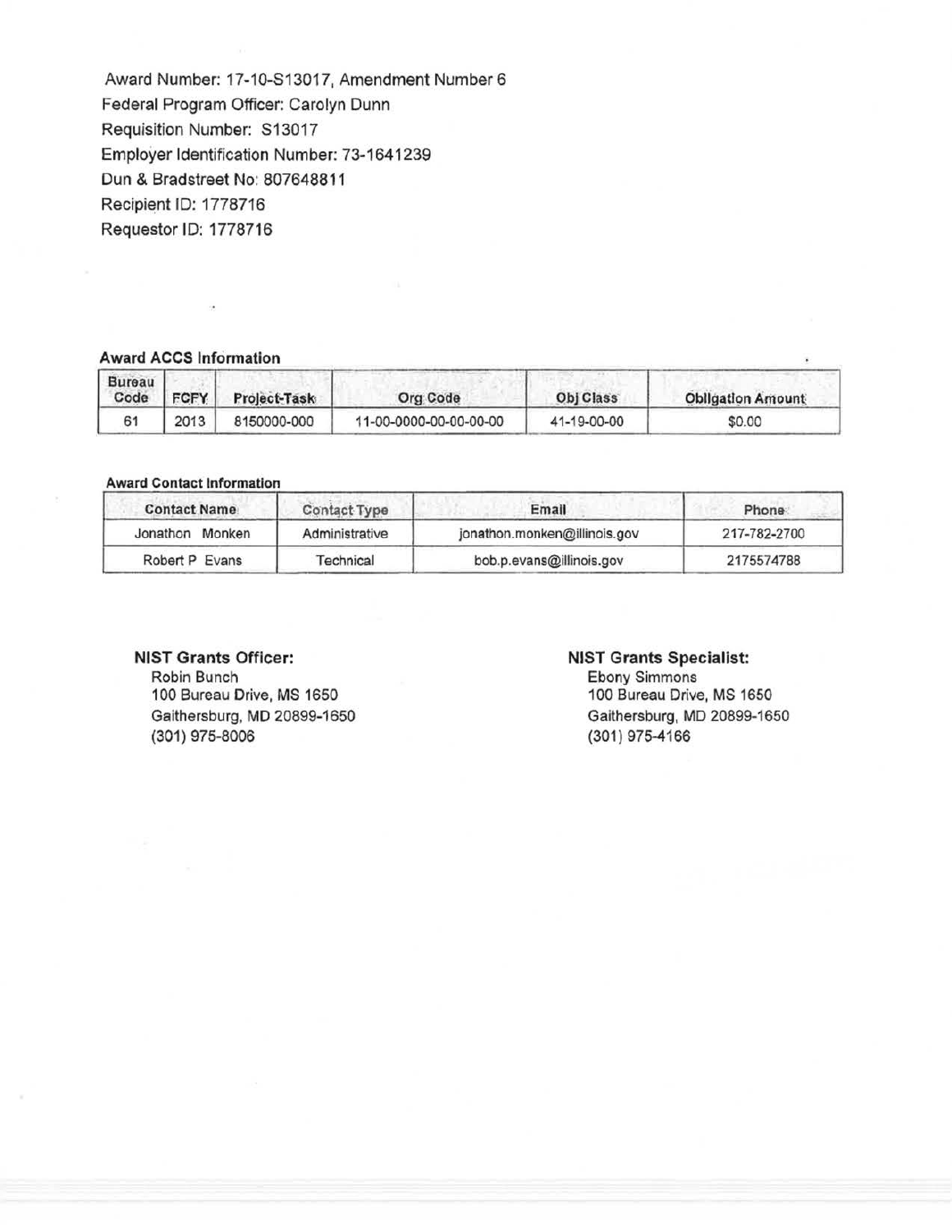Award Number: 17-10-S13017, Amendment Number 6
Federal Program Officer: Carolyn Dunn
Requisition Number: S13017
Employer Identification Number: 73-1641239
Dun & Bradstreet No: 807648811
Recipient ID: 1778716
Requestor ID: 1778716

**Award ACCS Information**

| Bureau Code | FCFY | Project-Task | Org Code | Obj Class | Obligation Amount |
|---|---|---|---|---|---|
| 61 | 2013 | 8150000-000 | 11-00-0000-00-00-00-00 | 41-19-00-00 | $0.00 |

**Award Contact Information**

| Contact Name | Contact Type | Email | Phone |
|---|---|---|---|
| Jonathon Monken | Administrative | jonathon.monken@illinois.gov | 217-782-2700 |
| Robert P Evans | Technical | bob.p.evans@illinois.gov | 2175574788 |

**NIST Grants Officer:**
Robin Bunch
100 Bureau Drive, MS 1650
Gaithersburg, MD 20899-1650
(301) 975-8006

**NIST Grants Specialist:**
Ebony Simmons
100 Bureau Drive, MS 1650
Gaithersburg, MD 20899-1650
(301) 975-4166